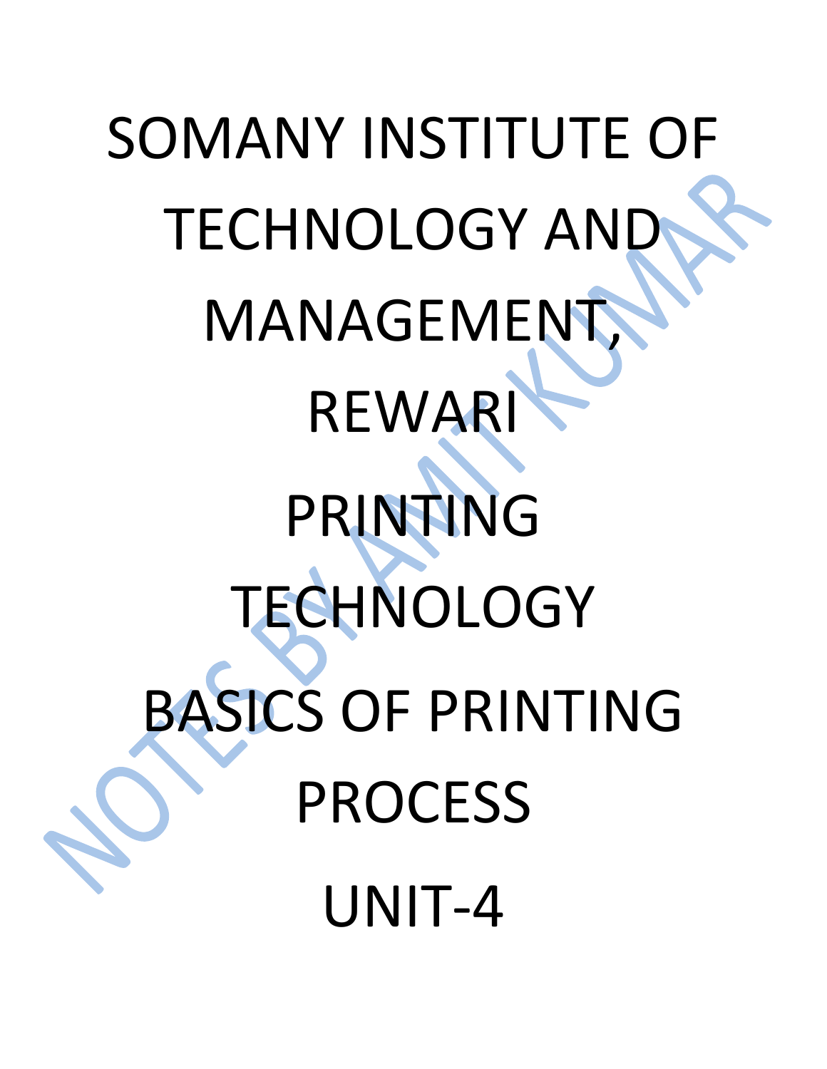# SOMANY INSTITUTE OF TECHNOLOGY AND MANAGEMENT, REWARI

# PRINTING TECHNOLOGY

# BASICS OF PRINTING PROCESS

# UNIT-4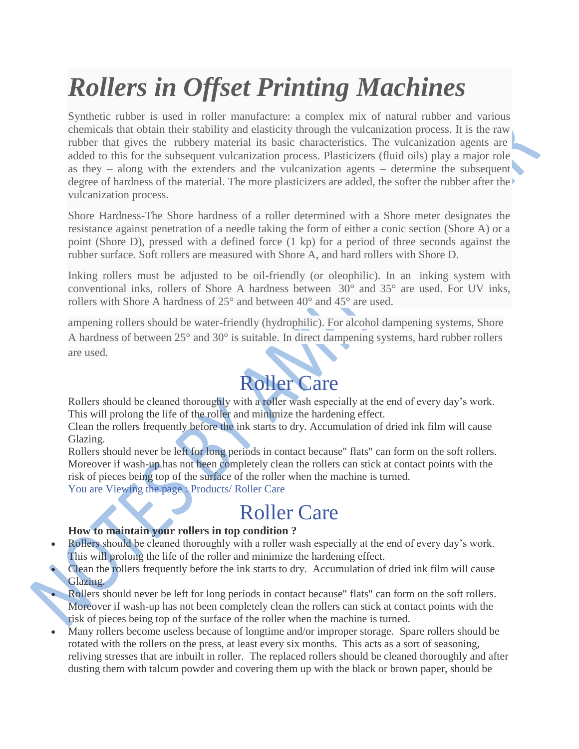# *Rollers in Offset Printing Machines*

Synthetic rubber is used in roller manufacture: a complex mix of natural rubber and various chemicals that obtain their stability and elasticity through the vulcanization process. It is the raw rubber that gives the rubbery material its basic characteristics. The vulcanization agents are added to this for the subsequent vulcanization process. Plasticizers (fluid oils) play a major role as they – along with the extenders and the vulcanization agents – determine the subsequent degree of hardness of the material. The more plasticizers are added, the softer the rubber after the vulcanization process.

Shore Hardness-The Shore hardness of a roller determined with a Shore meter designates the resistance against penetration of a needle taking the form of either a conic section (Shore A) or a point (Shore D), pressed with a defined force (1 kp) for a period of three seconds against the rubber surface. Soft rollers are measured with Shore A, and hard rollers with Shore D.

Inking rollers must be adjusted to be oil-friendly (or oleophilic). In an inking system with conventional inks, rollers of Shore A hardness between 30° and 35° are used. For UV inks, rollers with Shore A hardness of 25° and between 40° and 45° are used.

ampening rollers should be water-friendly (hydrophilic). For alcohol dampening systems, Shore A hardness of between 25° and 30° is suitable. In direct dampening systems, hard rubber rollers are used.

## Roller Care

Rollers should be cleaned thoroughly with a roller wash especially at the end of every day's work. This will prolong the life of the roller and minimize the hardening effect.
Clean the rollers frequently before the ink starts to dry. Accumulation of dried ink film will cause Glazing.
Rollers should never be left for long periods in contact because" flats" can form on the soft rollers. Moreover if wash-up has not been completely clean the rollers can stick at contact points with the risk of pieces being top of the surface of the roller when the machine is turned.
You are Viewing the page : Products/ Roller Care

## Roller Care

**How to maintain your rollers in top condition ?**

- Rollers should be cleaned thoroughly with a roller wash especially at the end of every day's work. This will prolong the life of the roller and minimize the hardening effect.
- Clean the rollers frequently before the ink starts to dry. Accumulation of dried ink film will cause Glazing.
- Rollers should never be left for long periods in contact because" flats" can form on the soft rollers. Moreover if wash-up has not been completely clean the rollers can stick at contact points with the risk of pieces being top of the surface of the roller when the machine is turned.
- Many rollers become useless because of longtime and/or improper storage. Spare rollers should be rotated with the rollers on the press, at least every six months. This acts as a sort of seasoning, reliving stresses that are inbuilt in roller. The replaced rollers should be cleaned thoroughly and after dusting them with talcum powder and covering them up with the black or brown paper, should be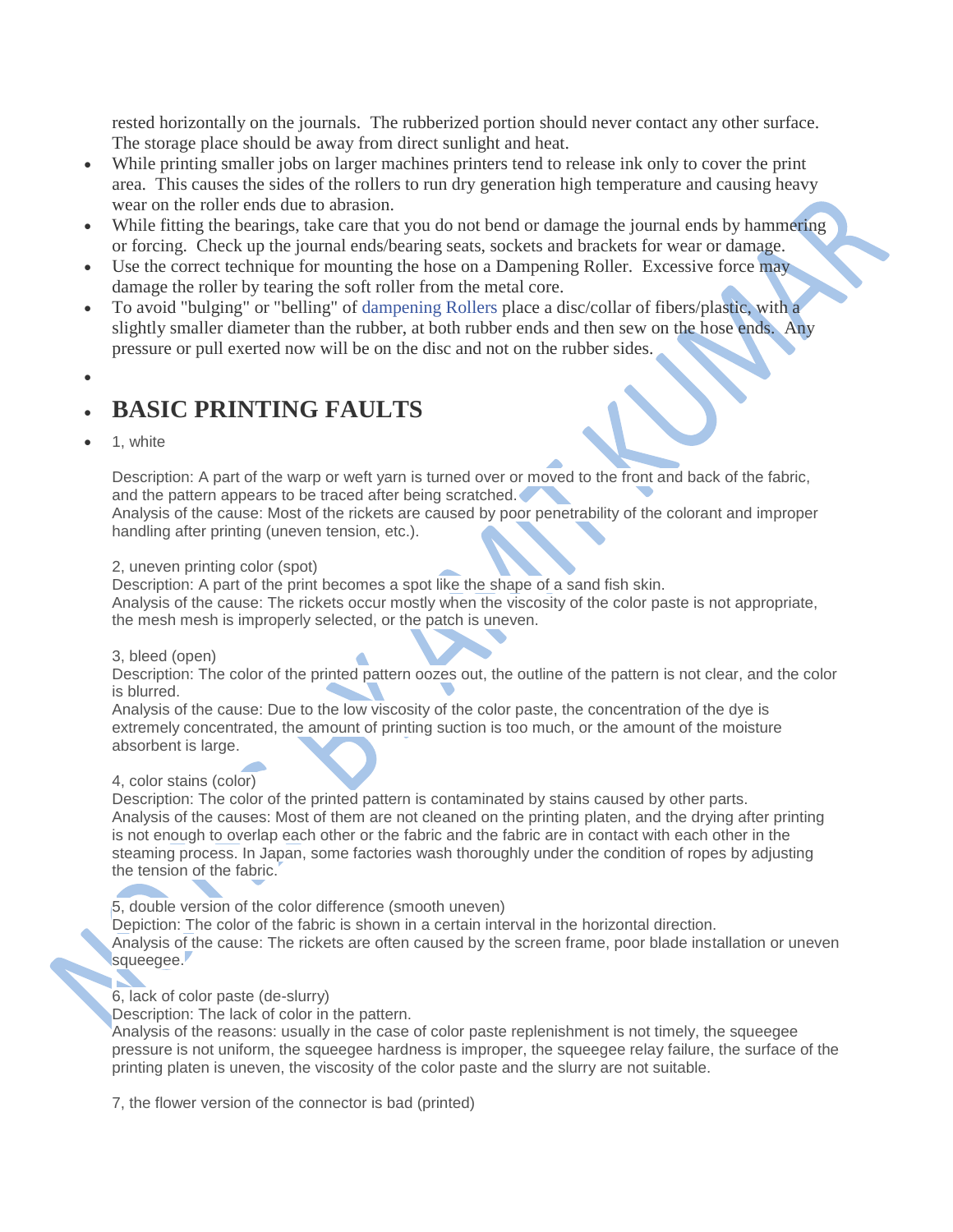rested horizontally on the journals. The rubberized portion should never contact any other surface. The storage place should be away from direct sunlight and heat.

- While printing smaller jobs on larger machines printers tend to release ink only to cover the print area. This causes the sides of the rollers to run dry generation high temperature and causing heavy wear on the roller ends due to abrasion.
- While fitting the bearings, take care that you do not bend or damage the journal ends by hammering or forcing. Check up the journal ends/bearing seats, sockets and brackets for wear or damage.
- Use the correct technique for mounting the hose on a Dampening Roller. Excessive force may damage the roller by tearing the soft roller from the metal core.
- To avoid "bulging" or "belling" of dampening Rollers place a disc/collar of fibers/plastic, with a slightly smaller diameter than the rubber, at both rubber ends and then sew on the hose ends. Any pressure or pull exerted now will be on the disc and not on the rubber sides.

## BASIC PRINTING FAULTS

- 1, white

Description: A part of the warp or weft yarn is turned over or moved to the front and back of the fabric, and the pattern appears to be traced after being scratched.
Analysis of the cause: Most of the rickets are caused by poor penetrability of the colorant and improper handling after printing (uneven tension, etc.).

2, uneven printing color (spot)
Description: A part of the print becomes a spot like the shape of a sand fish skin.
Analysis of the cause: The rickets occur mostly when the viscosity of the color paste is not appropriate, the mesh mesh is improperly selected, or the patch is uneven.

3, bleed (open)
Description: The color of the printed pattern oozes out, the outline of the pattern is not clear, and the color is blurred.
Analysis of the cause: Due to the low viscosity of the color paste, the concentration of the dye is extremely concentrated, the amount of printing suction is too much, or the amount of the moisture absorbent is large.

4, color stains (color)
Description: The color of the printed pattern is contaminated by stains caused by other parts.
Analysis of the causes: Most of them are not cleaned on the printing platen, and the drying after printing is not enough to overlap each other or the fabric and the fabric are in contact with each other in the steaming process. In Japan, some factories wash thoroughly under the condition of ropes by adjusting the tension of the fabric.

5, double version of the color difference (smooth uneven)
Depiction: The color of the fabric is shown in a certain interval in the horizontal direction.
Analysis of the cause: The rickets are often caused by the screen frame, poor blade installation or uneven squeegee.

6, lack of color paste (de-slurry)
Description: The lack of color in the pattern.
Analysis of the reasons: usually in the case of color paste replenishment is not timely, the squeegee pressure is not uniform, the squeegee hardness is improper, the squeegee relay failure, the surface of the printing platen is uneven, the viscosity of the color paste and the slurry are not suitable.

7, the flower version of the connector is bad (printed)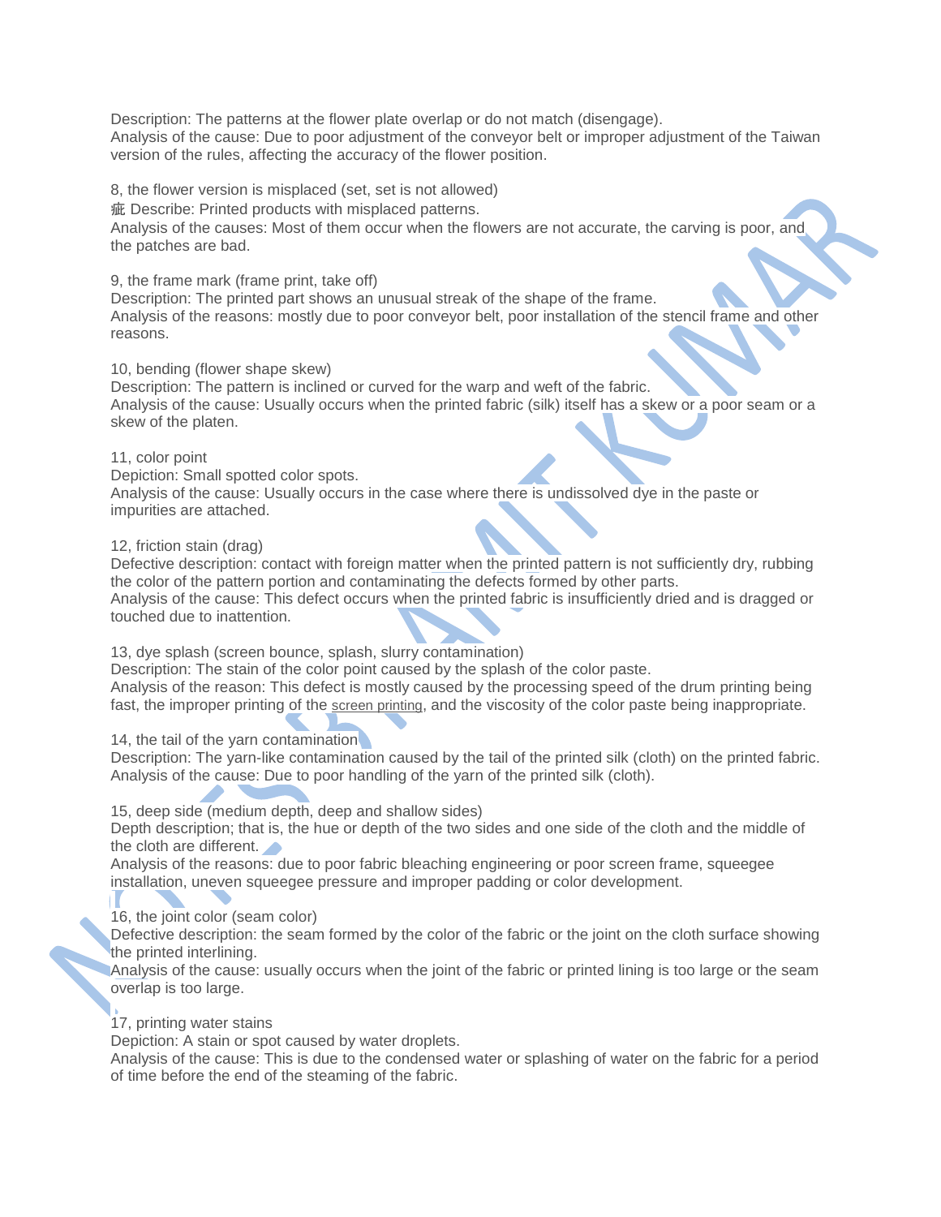Description: The patterns at the flower plate overlap or do not match (disengage).
Analysis of the cause: Due to poor adjustment of the conveyor belt or improper adjustment of the Taiwan version of the rules, affecting the accuracy of the flower position.

8, the flower version is misplaced (set, set is not allowed)
疵 Describe: Printed products with misplaced patterns.
Analysis of the causes: Most of them occur when the flowers are not accurate, the carving is poor, and the patches are bad.

9, the frame mark (frame print, take off)
Description: The printed part shows an unusual streak of the shape of the frame.
Analysis of the reasons: mostly due to poor conveyor belt, poor installation of the stencil frame and other reasons.

10, bending (flower shape skew)
Description: The pattern is inclined or curved for the warp and weft of the fabric.
Analysis of the cause: Usually occurs when the printed fabric (silk) itself has a skew or a poor seam or a skew of the platen.

11, color point
Depiction: Small spotted color spots.
Analysis of the cause: Usually occurs in the case where there is undissolved dye in the paste or impurities are attached.

12, friction stain (drag)
Defective description: contact with foreign matter when the printed pattern is not sufficiently dry, rubbing the color of the pattern portion and contaminating the defects formed by other parts.
Analysis of the cause: This defect occurs when the printed fabric is insufficiently dried and is dragged or touched due to inattention.

13, dye splash (screen bounce, splash, slurry contamination)
Description: The stain of the color point caused by the splash of the color paste.
Analysis of the reason: This defect is mostly caused by the processing speed of the drum printing being fast, the improper printing of the screen printing, and the viscosity of the color paste being inappropriate.

14, the tail of the yarn contamination
Description: The yarn-like contamination caused by the tail of the printed silk (cloth) on the printed fabric.
Analysis of the cause: Due to poor handling of the yarn of the printed silk (cloth).

15, deep side (medium depth, deep and shallow sides)
Depth description; that is, the hue or depth of the two sides and one side of the cloth and the middle of the cloth are different.
Analysis of the reasons: due to poor fabric bleaching engineering or poor screen frame, squeegee installation, uneven squeegee pressure and improper padding or color development.

16, the joint color (seam color)
Defective description: the seam formed by the color of the fabric or the joint on the cloth surface showing the printed interlining.
Analysis of the cause: usually occurs when the joint of the fabric or printed lining is too large or the seam overlap is too large.

17, printing water stains
Depiction: A stain or spot caused by water droplets.
Analysis of the cause: This is due to the condensed water or splashing of water on the fabric for a period of time before the end of the steaming of the fabric.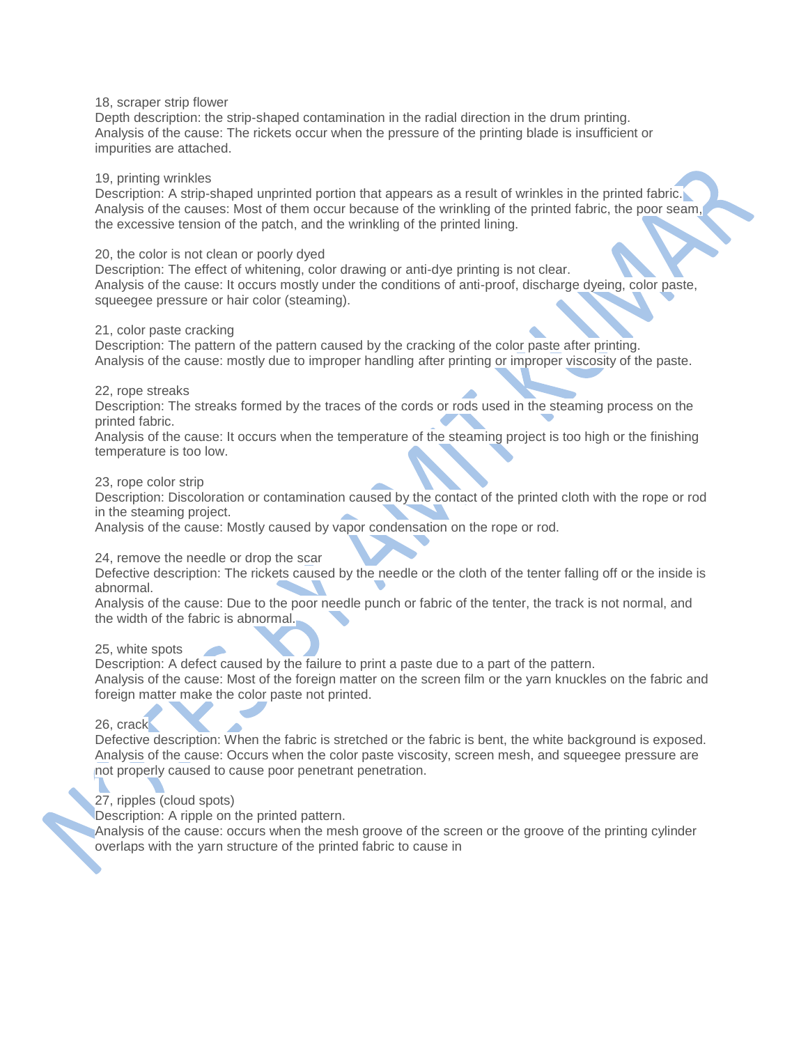18, scraper strip flower
Depth description: the strip-shaped contamination in the radial direction in the drum printing.
Analysis of the cause: The rickets occur when the pressure of the printing blade is insufficient or impurities are attached.

19, printing wrinkles
Description: A strip-shaped unprinted portion that appears as a result of wrinkles in the printed fabric.
Analysis of the causes: Most of them occur because of the wrinkling of the printed fabric, the poor seam, the excessive tension of the patch, and the wrinkling of the printed lining.

20, the color is not clean or poorly dyed
Description: The effect of whitening, color drawing or anti-dye printing is not clear.
Analysis of the cause: It occurs mostly under the conditions of anti-proof, discharge dyeing, color paste, squeegee pressure or hair color (steaming).

21, color paste cracking
Description: The pattern of the pattern caused by the cracking of the color paste after printing.
Analysis of the cause: mostly due to improper handling after printing or improper viscosity of the paste.

22, rope streaks
Description: The streaks formed by the traces of the cords or rods used in the steaming process on the printed fabric.
Analysis of the cause: It occurs when the temperature of the steaming project is too high or the finishing temperature is too low.

23, rope color strip
Description: Discoloration or contamination caused by the contact of the printed cloth with the rope or rod in the steaming project.
Analysis of the cause: Mostly caused by vapor condensation on the rope or rod.

24, remove the needle or drop the scar
Defective description: The rickets caused by the needle or the cloth of the tenter falling off or the inside is abnormal.
Analysis of the cause: Due to the poor needle punch or fabric of the tenter, the track is not normal, and the width of the fabric is abnormal.

25, white spots
Description: A defect caused by the failure to print a paste due to a part of the pattern.
Analysis of the cause: Most of the foreign matter on the screen film or the yarn knuckles on the fabric and foreign matter make the color paste not printed.

26, crack
Defective description: When the fabric is stretched or the fabric is bent, the white background is exposed.
Analysis of the cause: Occurs when the color paste viscosity, screen mesh, and squeegee pressure are not properly caused to cause poor penetrant penetration.

27, ripples (cloud spots)
Description: A ripple on the printed pattern.
Analysis of the cause: occurs when the mesh groove of the screen or the groove of the printing cylinder overlaps with the yarn structure of the printed fabric to cause in